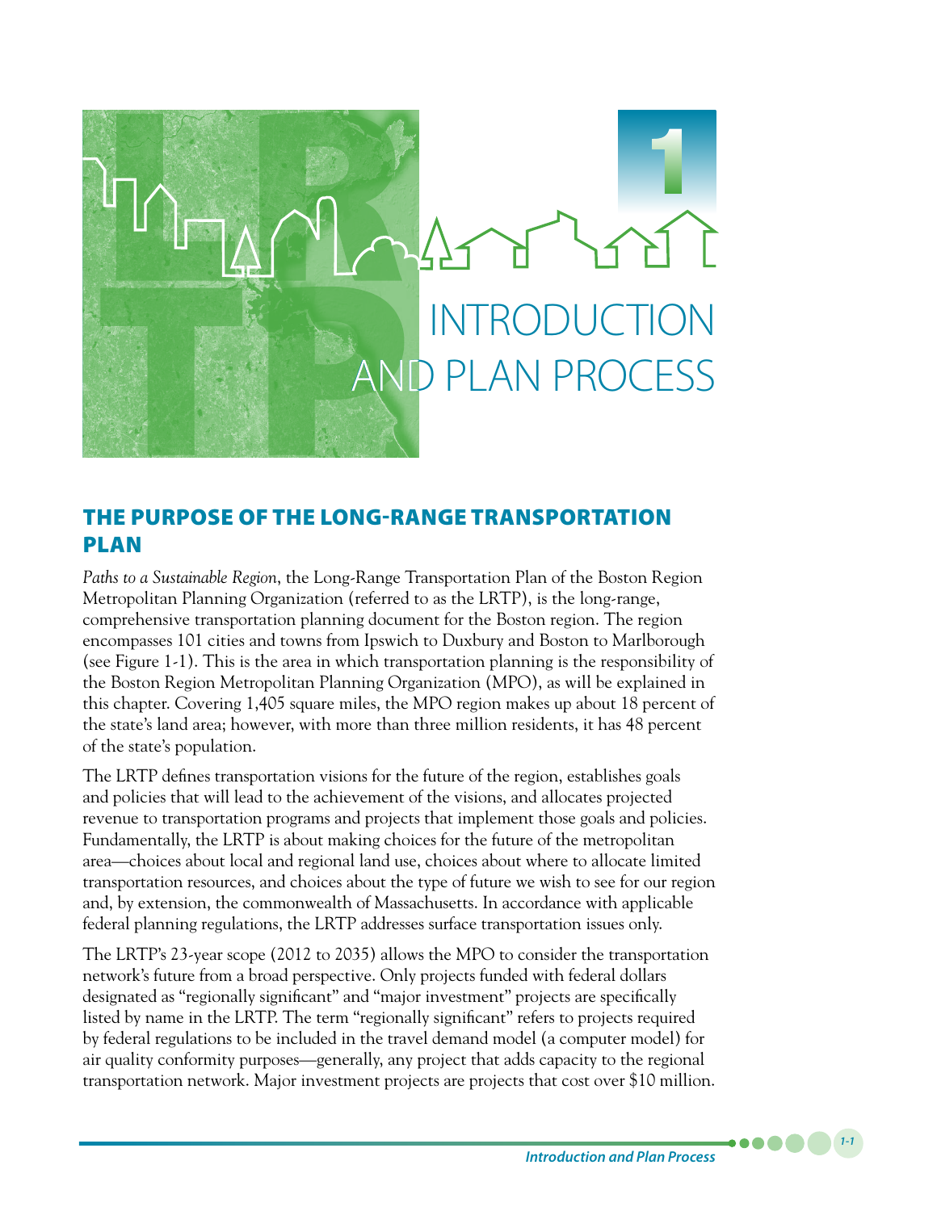# 1 INTRODUCTION AND PLAN PROCESS

## THE PURPOSE OF THE LONG-RANGE TRANSPORTATION PLAN

*Paths to a Sustainable Region*, the Long-Range Transportation Plan of the Boston Region Metropolitan Planning Organization (referred to as the LRTP), is the long-range, comprehensive transportation planning document for the Boston region. The region encompasses 101 cities and towns from Ipswich to Duxbury and Boston to Marlborough (see Figure 1-1). This is the area in which transportation planning is the responsibility of the Boston Region Metropolitan Planning Organization (MPO), as will be explained in this chapter. Covering 1,405 square miles, the MPO region makes up about 18 percent of the state's land area; however, with more than three million residents, it has 48 percent of the state's population.

The LRTP defines transportation visions for the future of the region, establishes goals and policies that will lead to the achievement of the visions, and allocates projected revenue to transportation programs and projects that implement those goals and policies. Fundamentally, the LRTP is about making choices for the future of the metropolitan area—choices about local and regional land use, choices about where to allocate limited transportation resources, and choices about the type of future we wish to see for our region and, by extension, the commonwealth of Massachusetts. In accordance with applicable federal planning regulations, the LRTP addresses surface transportation issues only.

The LRTP's 23-year scope (2012 to 2035) allows the MPO to consider the transportation network's future from a broad perspective. Only projects funded with federal dollars designated as "regionally significant" and "major investment" projects are specifically listed by name in the LRTP. The term "regionally significant" refers to projects required by federal regulations to be included in the travel demand model (a computer model) for air quality conformity purposes—generally, any project that adds capacity to the regional transportation network. Major investment projects are projects that cost over $10 million.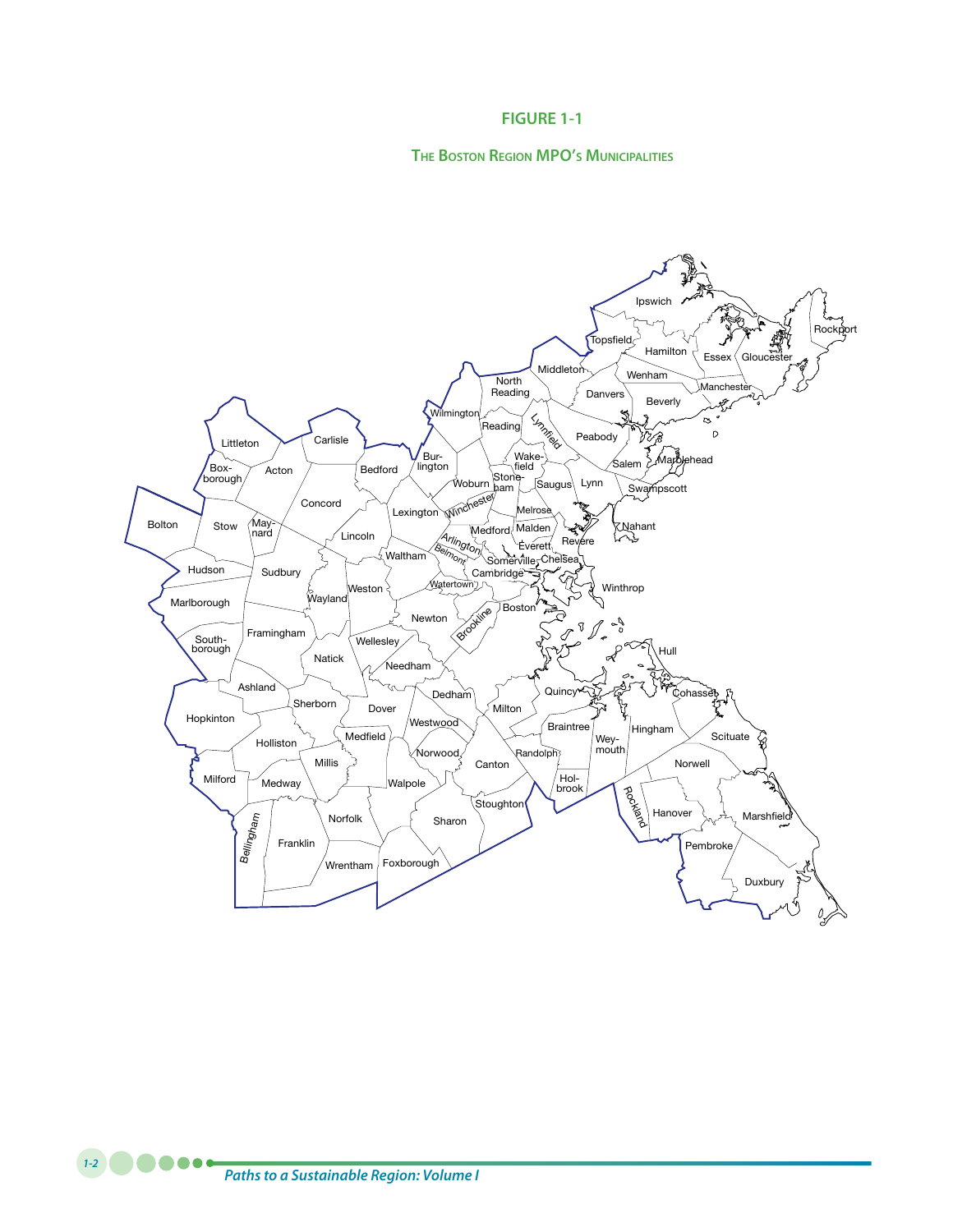## FIGURE 1-1

### The Boston Region MPO's Municipalities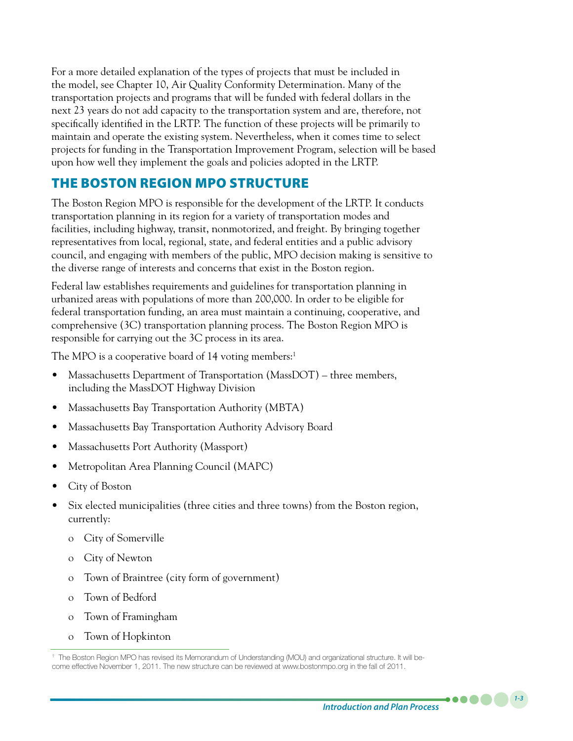For a more detailed explanation of the types of projects that must be included in the model, see Chapter 10, Air Quality Conformity Determination. Many of the transportation projects and programs that will be funded with federal dollars in the next 23 years do not add capacity to the transportation system and are, therefore, not specifically identified in the LRTP. The function of these projects will be primarily to maintain and operate the existing system. Nevertheless, when it comes time to select projects for funding in the Transportation Improvement Program, selection will be based upon how well they implement the goals and policies adopted in the LRTP.

## THE BOSTON REGION MPO STRUCTURE

The Boston Region MPO is responsible for the development of the LRTP. It conducts transportation planning in its region for a variety of transportation modes and facilities, including highway, transit, nonmotorized, and freight. By bringing together representatives from local, regional, state, and federal entities and a public advisory council, and engaging with members of the public, MPO decision making is sensitive to the diverse range of interests and concerns that exist in the Boston region.

Federal law establishes requirements and guidelines for transportation planning in urbanized areas with populations of more than 200,000. In order to be eligible for federal transportation funding, an area must maintain a continuing, cooperative, and comprehensive (3C) transportation planning process. The Boston Region MPO is responsible for carrying out the 3C process in its area.

The MPO is a cooperative board of 14 voting members:[1]

- Massachusetts Department of Transportation (MassDOT) – three members, including the MassDOT Highway Division
- Massachusetts Bay Transportation Authority (MBTA)
- Massachusetts Bay Transportation Authority Advisory Board
- Massachusetts Port Authority (Massport)
- Metropolitan Area Planning Council (MAPC)
- City of Boston
- Six elected municipalities (three cities and three towns) from the Boston region, currently:
  - City of Somerville
  - City of Newton
  - Town of Braintree (city form of government)
  - Town of Bedford
  - Town of Framingham
  - Town of Hopkinton

[1] The Boston Region MPO has revised its Memorandum of Understanding (MOU) and organizational structure. It will become effective November 1, 2011. The new structure can be reviewed at www.bostonmpo.org in the fall of 2011.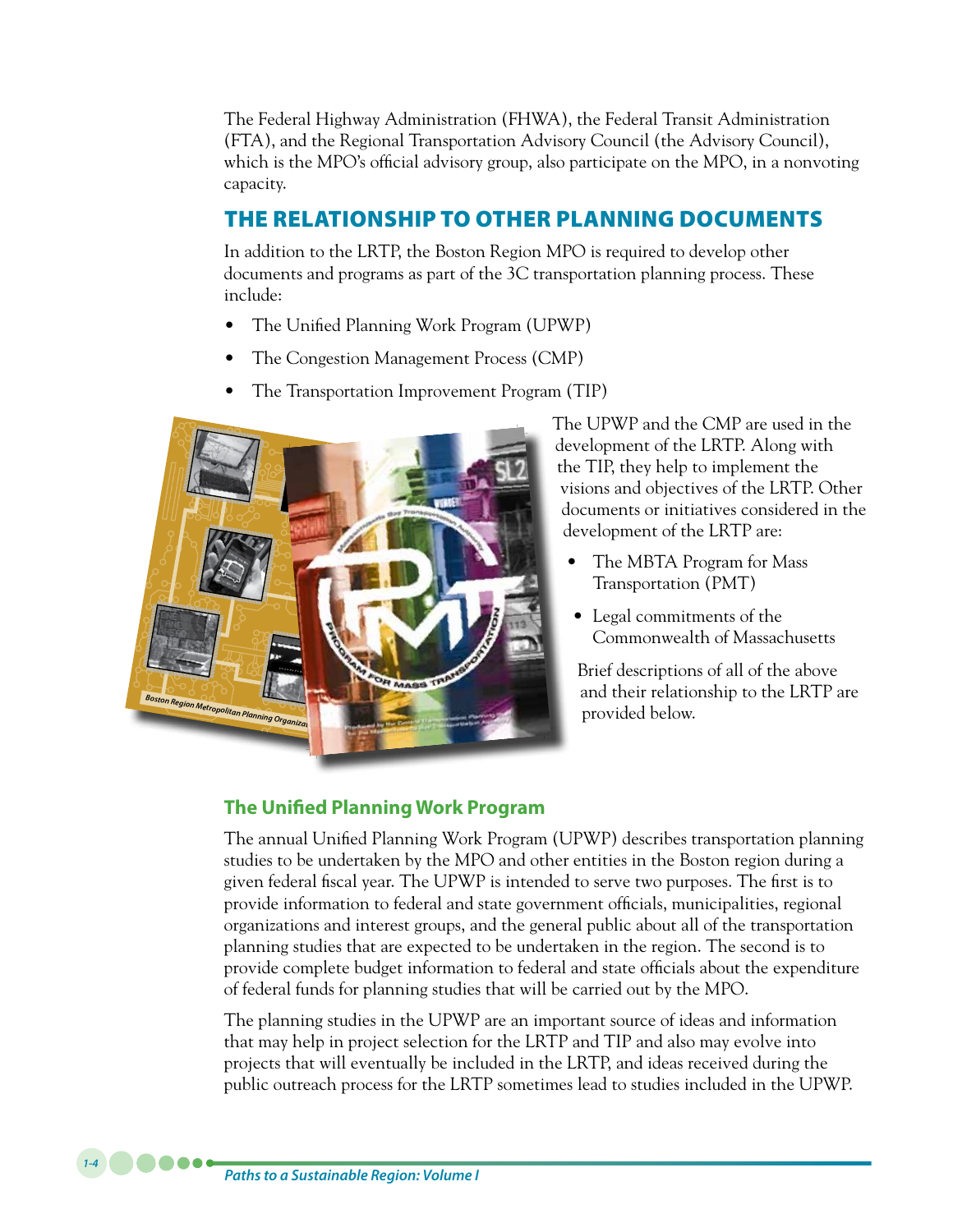The Federal Highway Administration (FHWA), the Federal Transit Administration (FTA), and the Regional Transportation Advisory Council (the Advisory Council), which is the MPO's official advisory group, also participate on the MPO, in a nonvoting capacity.

## THE RELATIONSHIP TO OTHER PLANNING DOCUMENTS

In addition to the LRTP, the Boston Region MPO is required to develop other documents and programs as part of the 3C transportation planning process. These include:

- The Unified Planning Work Program (UPWP)
- The Congestion Management Process (CMP)
- The Transportation Improvement Program (TIP)

The UPWP and the CMP are used in the development of the LRTP. Along with the TIP, they help to implement the visions and objectives of the LRTP. Other documents or initiatives considered in the development of the LRTP are:

- The MBTA Program for Mass Transportation (PMT)
- Legal commitments of the Commonwealth of Massachusetts

Brief descriptions of all of the above and their relationship to the LRTP are provided below.

### The Unified Planning Work Program

The annual Unified Planning Work Program (UPWP) describes transportation planning studies to be undertaken by the MPO and other entities in the Boston region during a given federal fiscal year. The UPWP is intended to serve two purposes. The first is to provide information to federal and state government officials, municipalities, regional organizations and interest groups, and the general public about all of the transportation planning studies that are expected to be undertaken in the region. The second is to provide complete budget information to federal and state officials about the expenditure of federal funds for planning studies that will be carried out by the MPO.

The planning studies in the UPWP are an important source of ideas and information that may help in project selection for the LRTP and TIP and also may evolve into projects that will eventually be included in the LRTP, and ideas received during the public outreach process for the LRTP sometimes lead to studies included in the UPWP.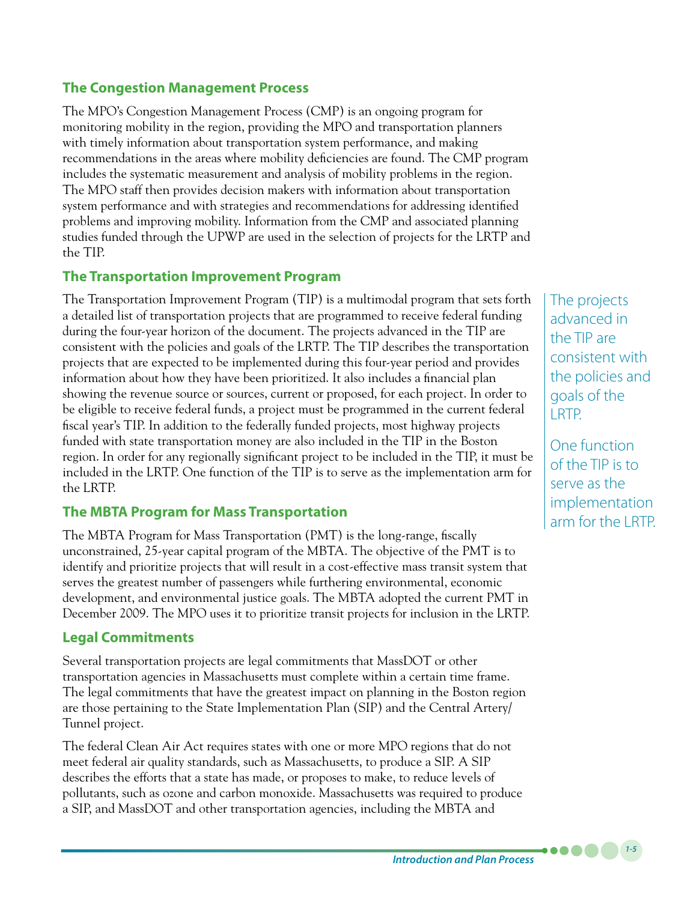## The Congestion Management Process

The MPO's Congestion Management Process (CMP) is an ongoing program for monitoring mobility in the region, providing the MPO and transportation planners with timely information about transportation system performance, and making recommendations in the areas where mobility deficiencies are found. The CMP program includes the systematic measurement and analysis of mobility problems in the region. The MPO staff then provides decision makers with information about transportation system performance and with strategies and recommendations for addressing identified problems and improving mobility. Information from the CMP and associated planning studies funded through the UPWP are used in the selection of projects for the LRTP and the TIP.

## The Transportation Improvement Program

The Transportation Improvement Program (TIP) is a multimodal program that sets forth a detailed list of transportation projects that are programmed to receive federal funding during the four-year horizon of the document. The projects advanced in the TIP are consistent with the policies and goals of the LRTP. The TIP describes the transportation projects that are expected to be implemented during this four-year period and provides information about how they have been prioritized. It also includes a financial plan showing the revenue source or sources, current or proposed, for each project. In order to be eligible to receive federal funds, a project must be programmed in the current federal fiscal year's TIP. In addition to the federally funded projects, most highway projects funded with state transportation money are also included in the TIP in the Boston region. In order for any regionally significant project to be included in the TIP, it must be included in the LRTP. One function of the TIP is to serve as the implementation arm for the LRTP.

> The projects advanced in the TIP are consistent with the policies and goals of the LRTP.
>
> One function of the TIP is to serve as the implementation arm for the LRTP.

## The MBTA Program for Mass Transportation

The MBTA Program for Mass Transportation (PMT) is the long-range, fiscally unconstrained, 25-year capital program of the MBTA. The objective of the PMT is to identify and prioritize projects that will result in a cost-effective mass transit system that serves the greatest number of passengers while furthering environmental, economic development, and environmental justice goals. The MBTA adopted the current PMT in December 2009. The MPO uses it to prioritize transit projects for inclusion in the LRTP.

## Legal Commitments

Several transportation projects are legal commitments that MassDOT or other transportation agencies in Massachusetts must complete within a certain time frame. The legal commitments that have the greatest impact on planning in the Boston region are those pertaining to the State Implementation Plan (SIP) and the Central Artery/Tunnel project.

The federal Clean Air Act requires states with one or more MPO regions that do not meet federal air quality standards, such as Massachusetts, to produce a SIP. A SIP describes the efforts that a state has made, or proposes to make, to reduce levels of pollutants, such as ozone and carbon monoxide. Massachusetts was required to produce a SIP, and MassDOT and other transportation agencies, including the MBTA and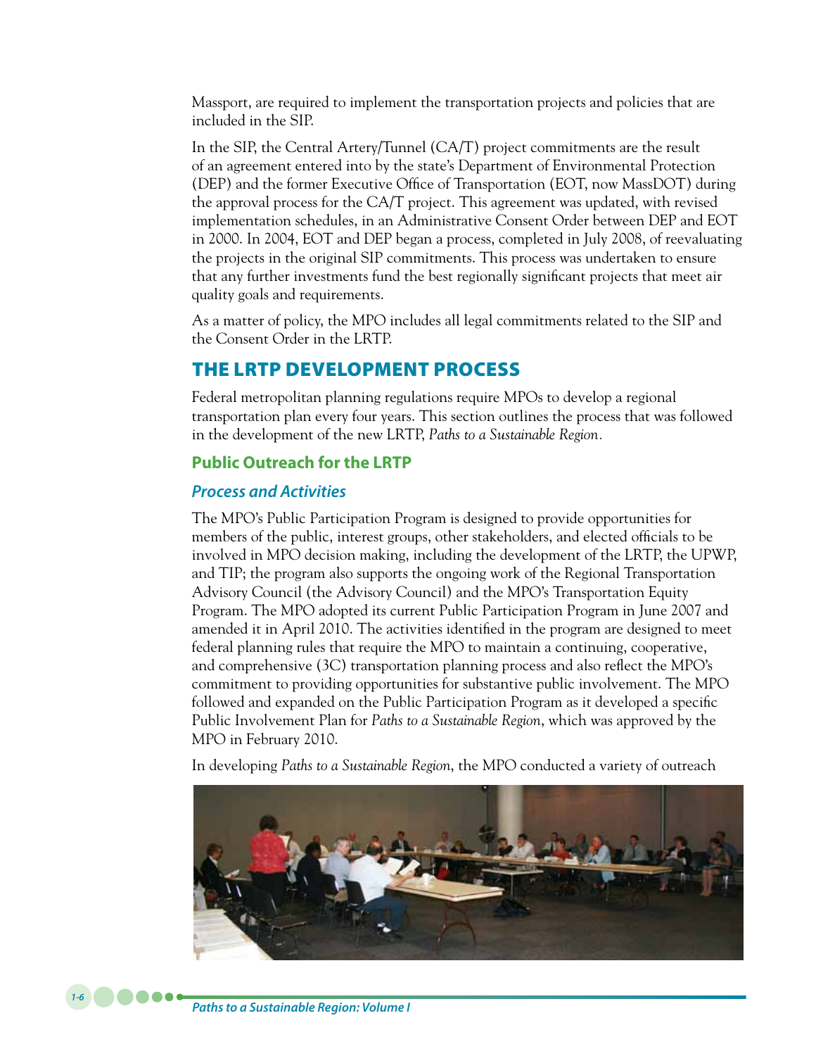Massport, are required to implement the transportation projects and policies that are included in the SIP.

In the SIP, the Central Artery/Tunnel (CA/T) project commitments are the result of an agreement entered into by the state's Department of Environmental Protection (DEP) and the former Executive Office of Transportation (EOT, now MassDOT) during the approval process for the CA/T project. This agreement was updated, with revised implementation schedules, in an Administrative Consent Order between DEP and EOT in 2000. In 2004, EOT and DEP began a process, completed in July 2008, of reevaluating the projects in the original SIP commitments. This process was undertaken to ensure that any further investments fund the best regionally significant projects that meet air quality goals and requirements.

As a matter of policy, the MPO includes all legal commitments related to the SIP and the Consent Order in the LRTP.

## THE LRTP DEVELOPMENT PROCESS

Federal metropolitan planning regulations require MPOs to develop a regional transportation plan every four years. This section outlines the process that was followed in the development of the new LRTP, *Paths to a Sustainable Region.*

### Public Outreach for the LRTP

#### *Process and Activities*

The MPO's Public Participation Program is designed to provide opportunities for members of the public, interest groups, other stakeholders, and elected officials to be involved in MPO decision making, including the development of the LRTP, the UPWP, and TIP; the program also supports the ongoing work of the Regional Transportation Advisory Council (the Advisory Council) and the MPO's Transportation Equity Program. The MPO adopted its current Public Participation Program in June 2007 and amended it in April 2010. The activities identified in the program are designed to meet federal planning rules that require the MPO to maintain a continuing, cooperative, and comprehensive (3C) transportation planning process and also reflect the MPO's commitment to providing opportunities for substantive public involvement. The MPO followed and expanded on the Public Participation Program as it developed a specific Public Involvement Plan for *Paths to a Sustainable Region*, which was approved by the MPO in February 2010.

In developing *Paths to a Sustainable Region*, the MPO conducted a variety of outreach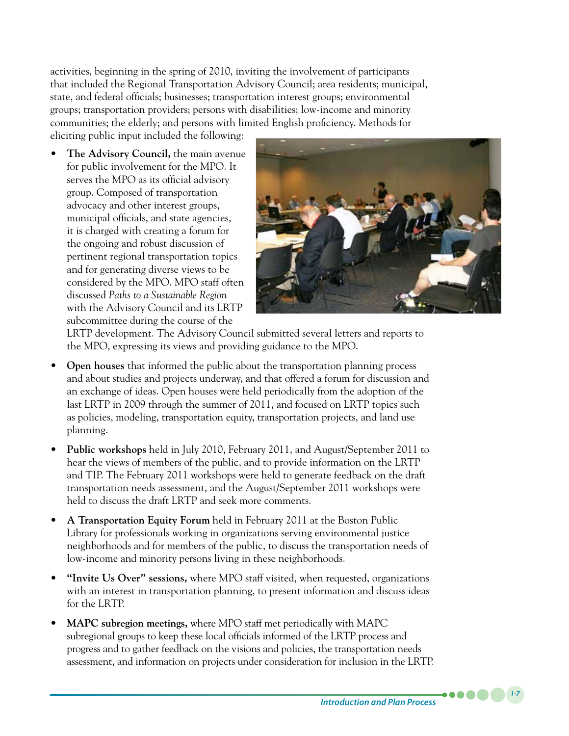activities, beginning in the spring of 2010, inviting the involvement of participants that included the Regional Transportation Advisory Council; area residents; municipal, state, and federal officials; businesses; transportation interest groups; environmental groups; transportation providers; persons with disabilities; low-income and minority communities; the elderly; and persons with limited English proficiency. Methods for eliciting public input included the following:

- **The Advisory Council,** the main avenue for public involvement for the MPO. It serves the MPO as its official advisory group. Composed of transportation advocacy and other interest groups, municipal officials, and state agencies, it is charged with creating a forum for the ongoing and robust discussion of pertinent regional transportation topics and for generating diverse views to be considered by the MPO. MPO staff often discussed *Paths to a Sustainable Region* with the Advisory Council and its LRTP subcommittee during the course of the LRTP development. The Advisory Council submitted several letters and reports to the MPO, expressing its views and providing guidance to the MPO.
- **Open houses** that informed the public about the transportation planning process and about studies and projects underway, and that offered a forum for discussion and an exchange of ideas. Open houses were held periodically from the adoption of the last LRTP in 2009 through the summer of 2011, and focused on LRTP topics such as policies, modeling, transportation equity, transportation projects, and land use planning.
- **Public workshops** held in July 2010, February 2011, and August/September 2011 to hear the views of members of the public, and to provide information on the LRTP and TIP. The February 2011 workshops were held to generate feedback on the draft transportation needs assessment, and the August/September 2011 workshops were held to discuss the draft LRTP and seek more comments.
- **A Transportation Equity Forum** held in February 2011 at the Boston Public Library for professionals working in organizations serving environmental justice neighborhoods and for members of the public, to discuss the transportation needs of low-income and minority persons living in these neighborhoods.
- **"Invite Us Over" sessions,** where MPO staff visited, when requested, organizations with an interest in transportation planning, to present information and discuss ideas for the LRTP.
- **MAPC subregion meetings,** where MPO staff met periodically with MAPC subregional groups to keep these local officials informed of the LRTP process and progress and to gather feedback on the visions and policies, the transportation needs assessment, and information on projects under consideration for inclusion in the LRTP.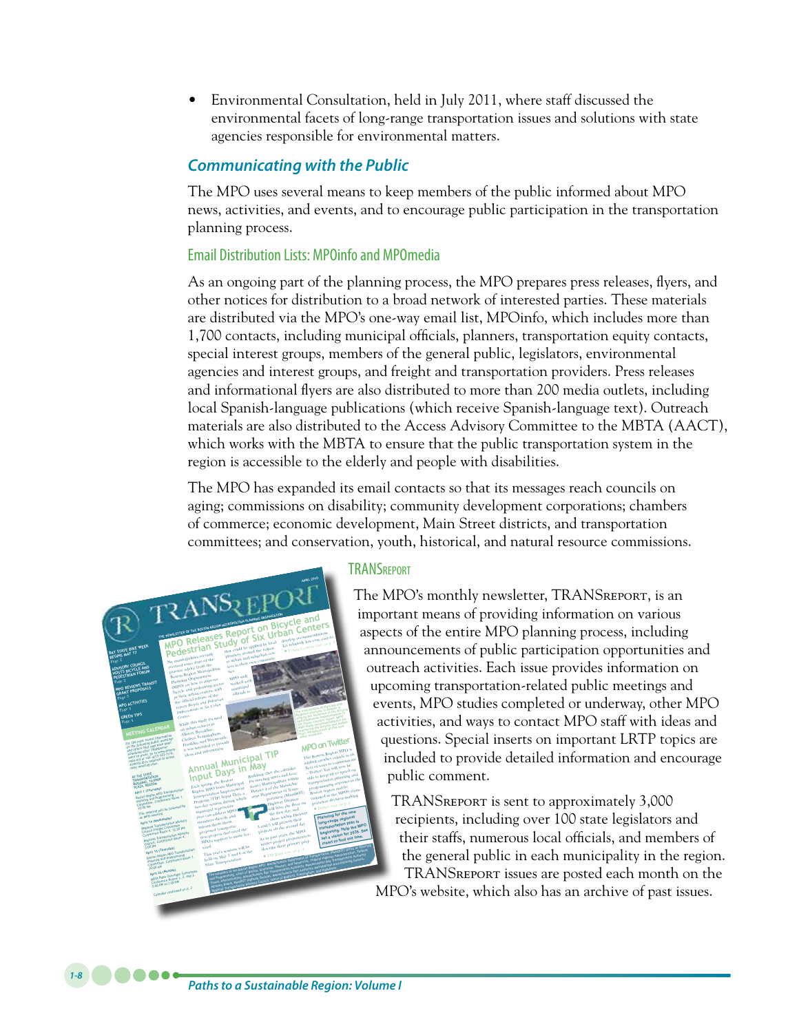- Environmental Consultation, held in July 2011, where staff discussed the environmental facets of long-range transportation issues and solutions with state agencies responsible for environmental matters.

## *Communicating with the Public*

The MPO uses several means to keep members of the public informed about MPO news, activities, and events, and to encourage public participation in the transportation planning process.

### Email Distribution Lists: MPOinfo and MPOmedia

As an ongoing part of the planning process, the MPO prepares press releases, flyers, and other notices for distribution to a broad network of interested parties. These materials are distributed via the MPO's one-way email list, MPOinfo, which includes more than 1,700 contacts, including municipal officials, planners, transportation equity contacts, special interest groups, members of the general public, legislators, environmental agencies and interest groups, and freight and transportation providers. Press releases and informational flyers are also distributed to more than 200 media outlets, including local Spanish-language publications (which receive Spanish-language text). Outreach materials are also distributed to the Access Advisory Committee to the MBTA (AACT), which works with the MBTA to ensure that the public transportation system in the region is accessible to the elderly and people with disabilities.

The MPO has expanded its email contacts so that its messages reach councils on aging; commissions on disability; community development corporations; chambers of commerce; economic development, Main Street districts, and transportation committees; and conservation, youth, historical, and natural resource commissions.

### TRANSREPORT

The MPO's monthly newsletter, TRANSREPORT, is an important means of providing information on various aspects of the entire MPO planning process, including announcements of public participation opportunities and outreach activities. Each issue provides information on upcoming transportation-related public meetings and events, MPO studies completed or underway, other MPO activities, and ways to contact MPO staff with ideas and questions. Special inserts on important LRTP topics are included to provide detailed information and encourage public comment.

TRANSREPORT is sent to approximately 3,000 recipients, including over 100 state legislators and their staffs, numerous local officials, and members of the general public in each municipality in the region. TRANSREPORT issues are posted each month on the MPO's website, which also has an archive of past issues.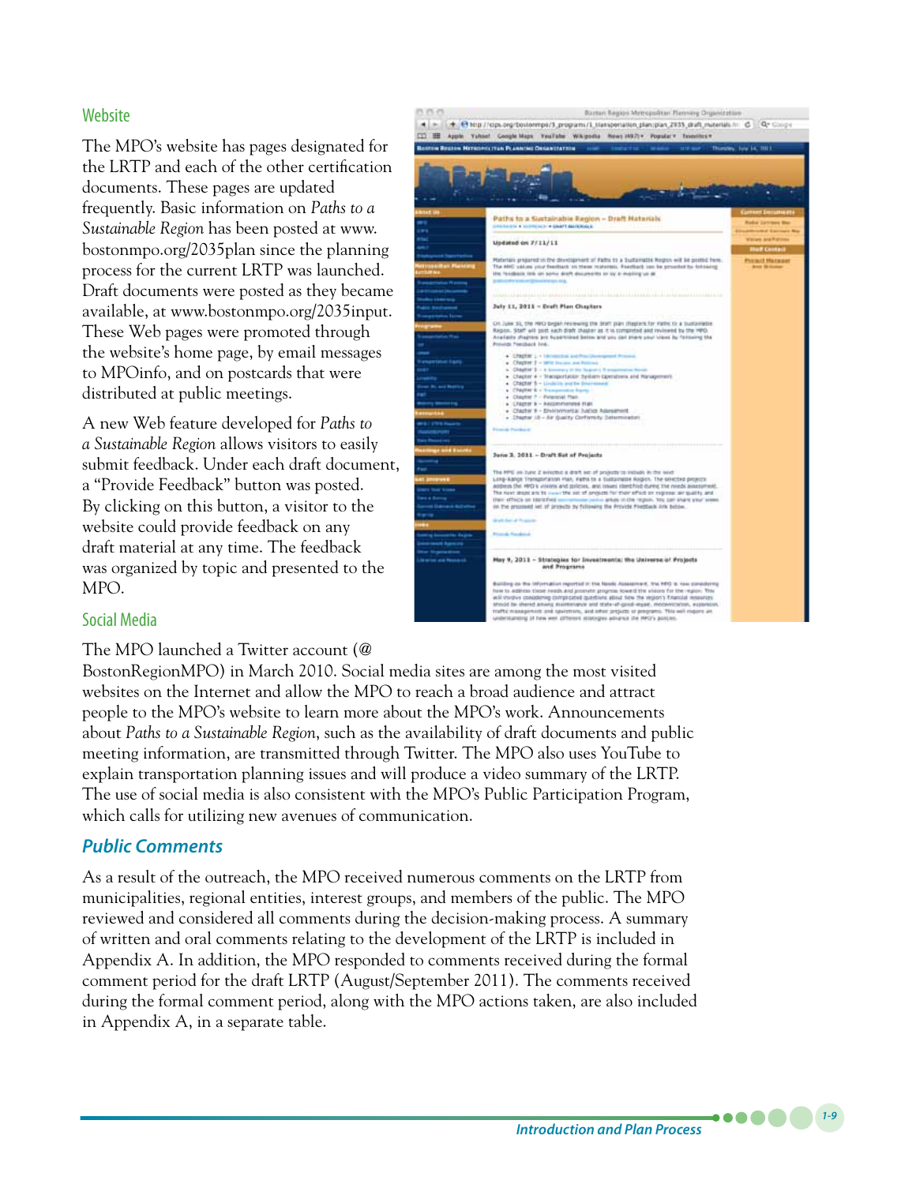### Website

The MPO's website has pages designated for the LRTP and each of the other certification documents. These pages are updated frequently. Basic information on *Paths to a Sustainable Region* has been posted at www.bostonmpo.org/2035plan since the planning process for the current LRTP was launched. Draft documents were posted as they became available, at www.bostonmpo.org/2035input. These Web pages were promoted through the website's home page, by email messages to MPOinfo, and on postcards that were distributed at public meetings.

A new Web feature developed for *Paths to a Sustainable Region* allows visitors to easily submit feedback. Under each draft document, a "Provide Feedback" button was posted. By clicking on this button, a visitor to the website could provide feedback on any draft material at any time. The feedback was organized by topic and presented to the MPO.

### Social Media

The MPO launched a Twitter account (@BostonRegionMPO) in March 2010. Social media sites are among the most visited websites on the Internet and allow the MPO to reach a broad audience and attract people to the MPO's website to learn more about the MPO's work. Announcements about *Paths to a Sustainable Region*, such as the availability of draft documents and public meeting information, are transmitted through Twitter. The MPO also uses YouTube to explain transportation planning issues and will produce a video summary of the LRTP. The use of social media is also consistent with the MPO's Public Participation Program, which calls for utilizing new avenues of communication.

## *Public Comments*

As a result of the outreach, the MPO received numerous comments on the LRTP from municipalities, regional entities, interest groups, and members of the public. The MPO reviewed and considered all comments during the decision-making process. A summary of written and oral comments relating to the development of the LRTP is included in Appendix A. In addition, the MPO responded to comments received during the formal comment period for the draft LRTP (August/September 2011). The comments received during the formal comment period, along with the MPO actions taken, are also included in Appendix A, in a separate table.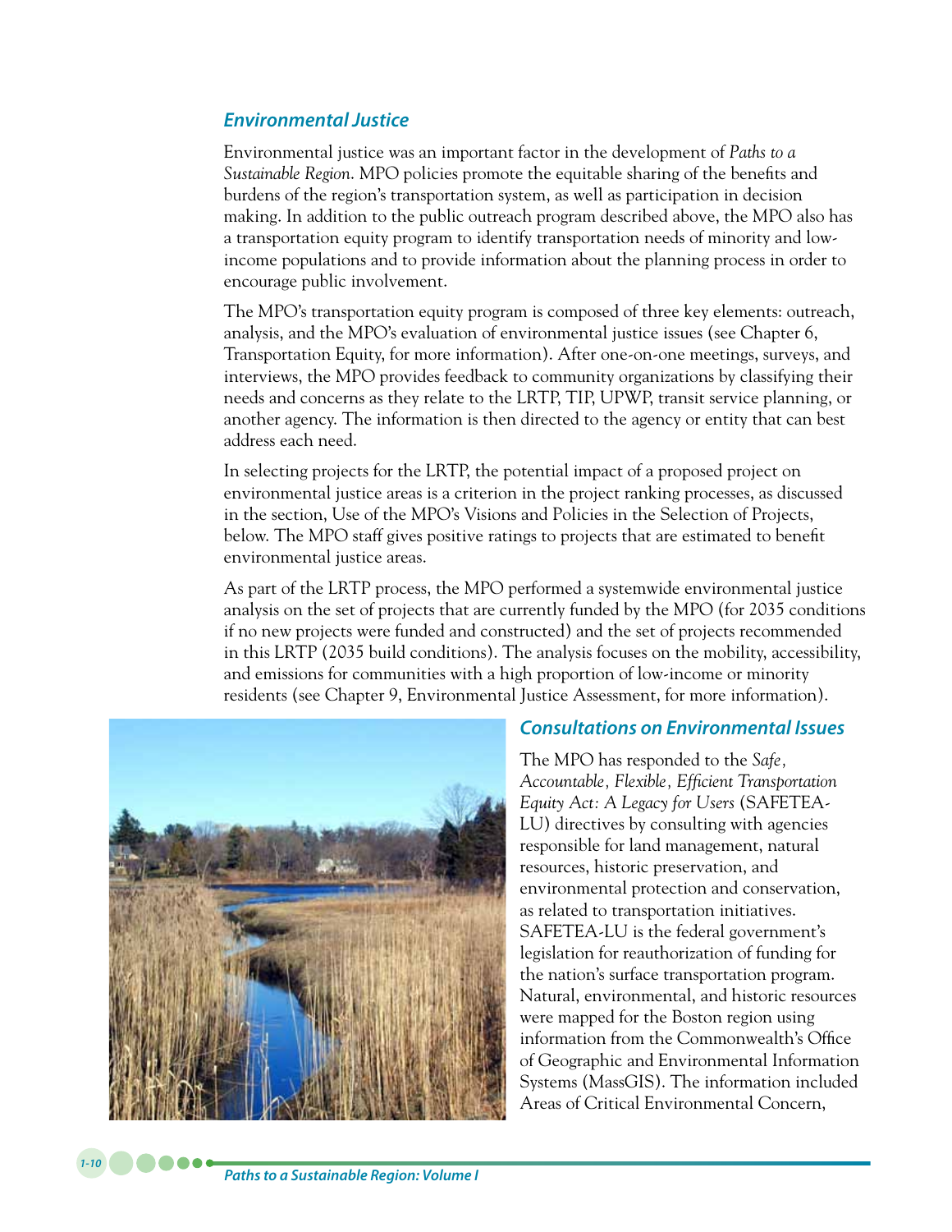### *Environmental Justice*

Environmental justice was an important factor in the development of *Paths to a Sustainable Region*. MPO policies promote the equitable sharing of the benefits and burdens of the region's transportation system, as well as participation in decision making. In addition to the public outreach program described above, the MPO also has a transportation equity program to identify transportation needs of minority and low-income populations and to provide information about the planning process in order to encourage public involvement.

The MPO's transportation equity program is composed of three key elements: outreach, analysis, and the MPO's evaluation of environmental justice issues (see Chapter 6, Transportation Equity, for more information). After one-on-one meetings, surveys, and interviews, the MPO provides feedback to community organizations by classifying their needs and concerns as they relate to the LRTP, TIP, UPWP, transit service planning, or another agency. The information is then directed to the agency or entity that can best address each need.

In selecting projects for the LRTP, the potential impact of a proposed project on environmental justice areas is a criterion in the project ranking processes, as discussed in the section, Use of the MPO's Visions and Policies in the Selection of Projects, below. The MPO staff gives positive ratings to projects that are estimated to benefit environmental justice areas.

As part of the LRTP process, the MPO performed a systemwide environmental justice analysis on the set of projects that are currently funded by the MPO (for 2035 conditions if no new projects were funded and constructed) and the set of projects recommended in this LRTP (2035 build conditions). The analysis focuses on the mobility, accessibility, and emissions for communities with a high proportion of low-income or minority residents (see Chapter 9, Environmental Justice Assessment, for more information).

### *Consultations on Environmental Issues*

The MPO has responded to the *Safe, Accountable, Flexible, Efficient Transportation Equity Act: A Legacy for Users* (SAFETEA-LU) directives by consulting with agencies responsible for land management, natural resources, historic preservation, and environmental protection and conservation, as related to transportation initiatives. SAFETEA-LU is the federal government's legislation for reauthorization of funding for the nation's surface transportation program. Natural, environmental, and historic resources were mapped for the Boston region using information from the Commonwealth's Office of Geographic and Environmental Information Systems (MassGIS). The information included Areas of Critical Environmental Concern,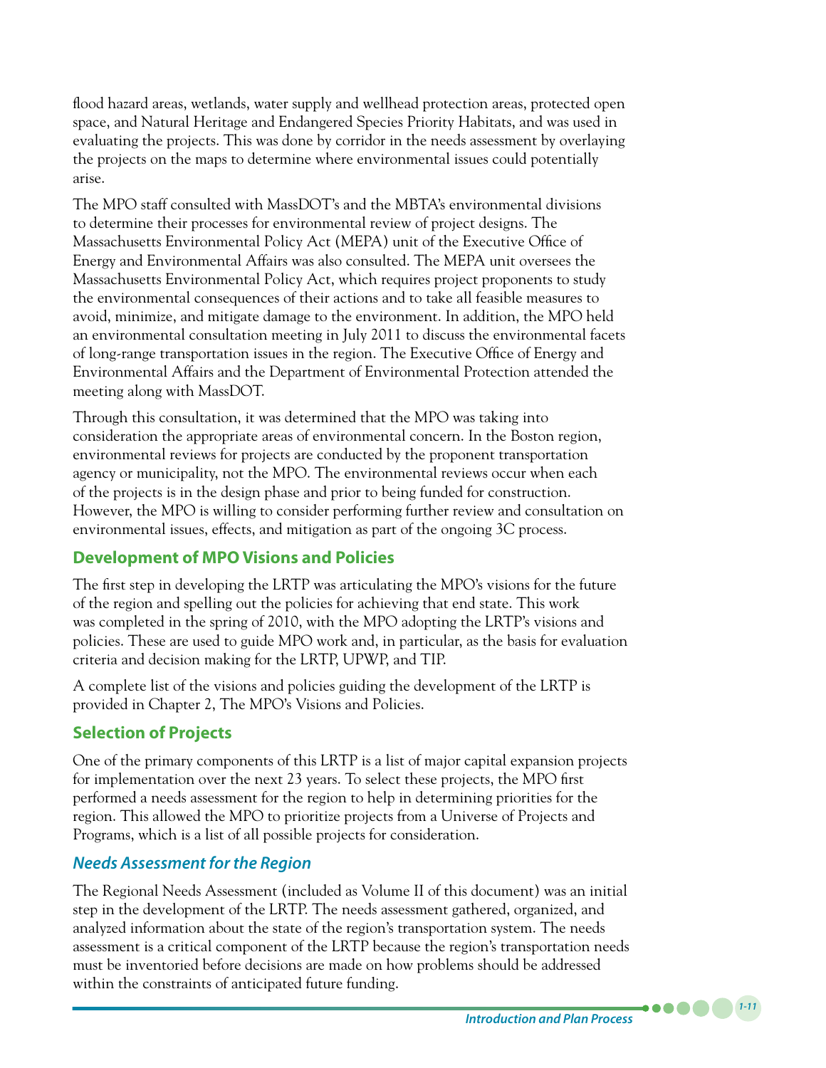flood hazard areas, wetlands, water supply and wellhead protection areas, protected open space, and Natural Heritage and Endangered Species Priority Habitats, and was used in evaluating the projects. This was done by corridor in the needs assessment by overlaying the projects on the maps to determine where environmental issues could potentially arise.

The MPO staff consulted with MassDOT's and the MBTA's environmental divisions to determine their processes for environmental review of project designs. The Massachusetts Environmental Policy Act (MEPA) unit of the Executive Office of Energy and Environmental Affairs was also consulted. The MEPA unit oversees the Massachusetts Environmental Policy Act, which requires project proponents to study the environmental consequences of their actions and to take all feasible measures to avoid, minimize, and mitigate damage to the environment. In addition, the MPO held an environmental consultation meeting in July 2011 to discuss the environmental facets of long-range transportation issues in the region. The Executive Office of Energy and Environmental Affairs and the Department of Environmental Protection attended the meeting along with MassDOT.

Through this consultation, it was determined that the MPO was taking into consideration the appropriate areas of environmental concern. In the Boston region, environmental reviews for projects are conducted by the proponent transportation agency or municipality, not the MPO. The environmental reviews occur when each of the projects is in the design phase and prior to being funded for construction. However, the MPO is willing to consider performing further review and consultation on environmental issues, effects, and mitigation as part of the ongoing 3C process.

## Development of MPO Visions and Policies

The first step in developing the LRTP was articulating the MPO's visions for the future of the region and spelling out the policies for achieving that end state. This work was completed in the spring of 2010, with the MPO adopting the LRTP's visions and policies. These are used to guide MPO work and, in particular, as the basis for evaluation criteria and decision making for the LRTP, UPWP, and TIP.

A complete list of the visions and policies guiding the development of the LRTP is provided in Chapter 2, The MPO's Visions and Policies.

## Selection of Projects

One of the primary components of this LRTP is a list of major capital expansion projects for implementation over the next 23 years. To select these projects, the MPO first performed a needs assessment for the region to help in determining priorities for the region. This allowed the MPO to prioritize projects from a Universe of Projects and Programs, which is a list of all possible projects for consideration.

### *Needs Assessment for the Region*

The Regional Needs Assessment (included as Volume II of this document) was an initial step in the development of the LRTP. The needs assessment gathered, organized, and analyzed information about the state of the region's transportation system. The needs assessment is a critical component of the LRTP because the region's transportation needs must be inventoried before decisions are made on how problems should be addressed within the constraints of anticipated future funding.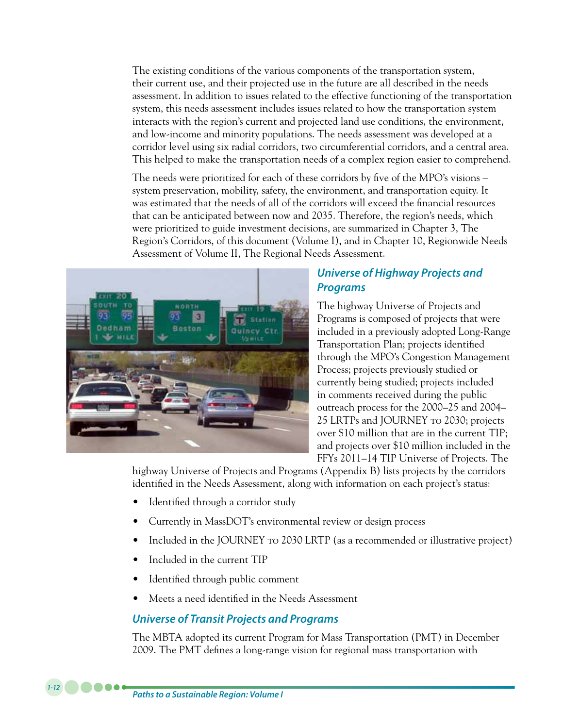The existing conditions of the various components of the transportation system, their current use, and their projected use in the future are all described in the needs assessment. In addition to issues related to the effective functioning of the transportation system, this needs assessment includes issues related to how the transportation system interacts with the region's current and projected land use conditions, the environment, and low-income and minority populations. The needs assessment was developed at a corridor level using six radial corridors, two circumferential corridors, and a central area. This helped to make the transportation needs of a complex region easier to comprehend.

The needs were prioritized for each of these corridors by five of the MPO's visions – system preservation, mobility, safety, the environment, and transportation equity. It was estimated that the needs of all of the corridors will exceed the financial resources that can be anticipated between now and 2035. Therefore, the region's needs, which were prioritized to guide investment decisions, are summarized in Chapter 3, The Region's Corridors, of this document (Volume I), and in Chapter 10, Regionwide Needs Assessment of Volume II, The Regional Needs Assessment.

### *Universe of Highway Projects and Programs*

The highway Universe of Projects and Programs is composed of projects that were included in a previously adopted Long-Range Transportation Plan; projects identified through the MPO's Congestion Management Process; projects previously studied or currently being studied; projects included in comments received during the public outreach process for the 2000–25 and 2004–25 LRTPs and JOURNEY TO 2030; projects over $10 million that are in the current TIP; and projects over $10 million included in the FFYs 2011–14 TIP Universe of Projects. The highway Universe of Projects and Programs (Appendix B) lists projects by the corridors identified in the Needs Assessment, along with information on each project's status:

- Identified through a corridor study
- Currently in MassDOT's environmental review or design process
- Included in the JOURNEY TO 2030 LRTP (as a recommended or illustrative project)
- Included in the current TIP
- Identified through public comment
- Meets a need identified in the Needs Assessment

### *Universe of Transit Projects and Programs*

The MBTA adopted its current Program for Mass Transportation (PMT) in December 2009. The PMT defines a long-range vision for regional mass transportation with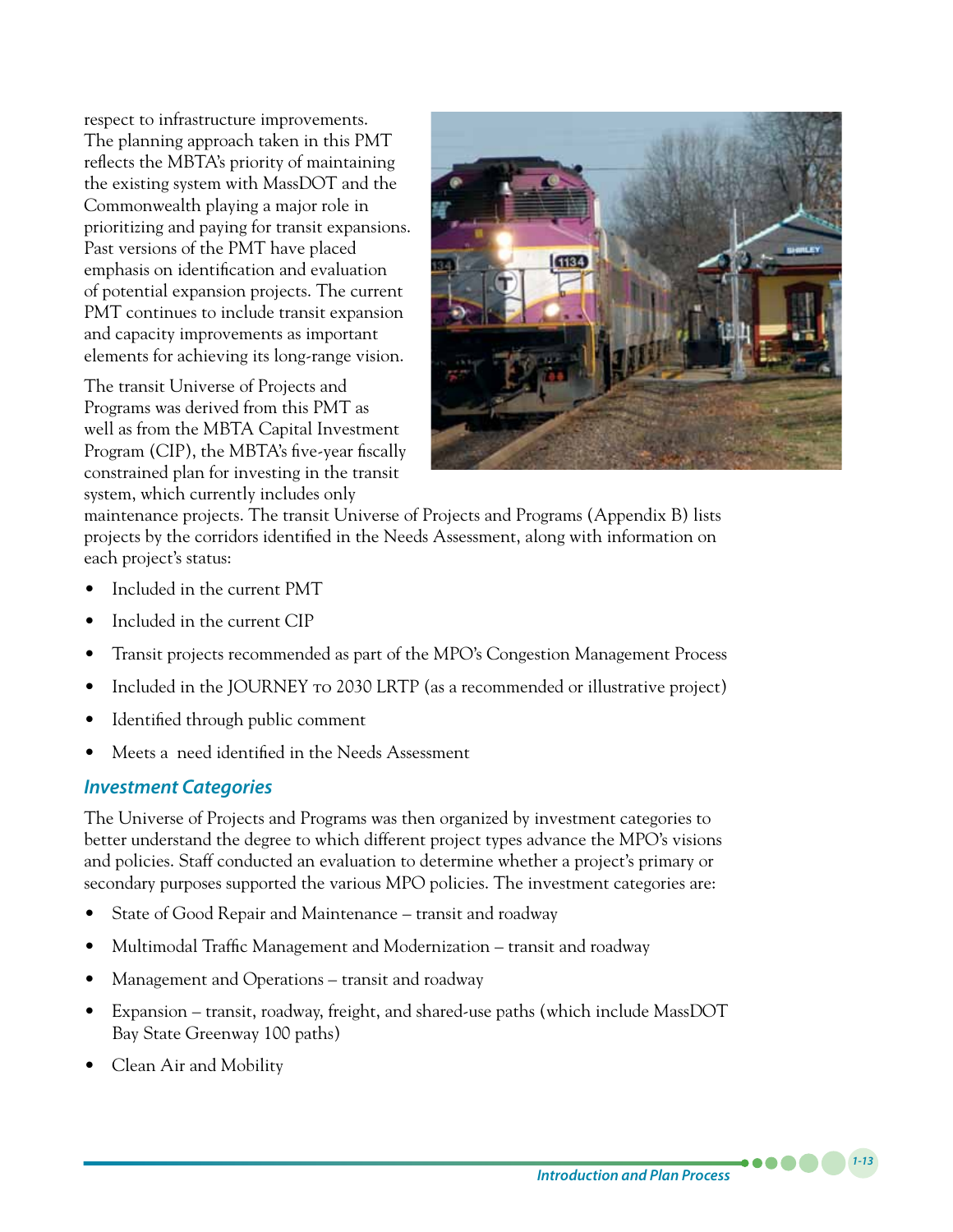respect to infrastructure improvements. The planning approach taken in this PMT reflects the MBTA's priority of maintaining the existing system with MassDOT and the Commonwealth playing a major role in prioritizing and paying for transit expansions. Past versions of the PMT have placed emphasis on identification and evaluation of potential expansion projects. The current PMT continues to include transit expansion and capacity improvements as important elements for achieving its long-range vision.

The transit Universe of Projects and Programs was derived from this PMT as well as from the MBTA Capital Investment Program (CIP), the MBTA's five-year fiscally constrained plan for investing in the transit system, which currently includes only maintenance projects. The transit Universe of Projects and Programs (Appendix B) lists projects by the corridors identified in the Needs Assessment, along with information on each project's status:

- Included in the current PMT
- Included in the current CIP
- Transit projects recommended as part of the MPO's Congestion Management Process
- Included in the JOURNEY TO 2030 LRTP (as a recommended or illustrative project)
- Identified through public comment
- Meets a need identified in the Needs Assessment

### *Investment Categories*

The Universe of Projects and Programs was then organized by investment categories to better understand the degree to which different project types advance the MPO's visions and policies. Staff conducted an evaluation to determine whether a project's primary or secondary purposes supported the various MPO policies. The investment categories are:

- State of Good Repair and Maintenance – transit and roadway
- Multimodal Traffic Management and Modernization – transit and roadway
- Management and Operations – transit and roadway
- Expansion – transit, roadway, freight, and shared-use paths (which include MassDOT Bay State Greenway 100 paths)
- Clean Air and Mobility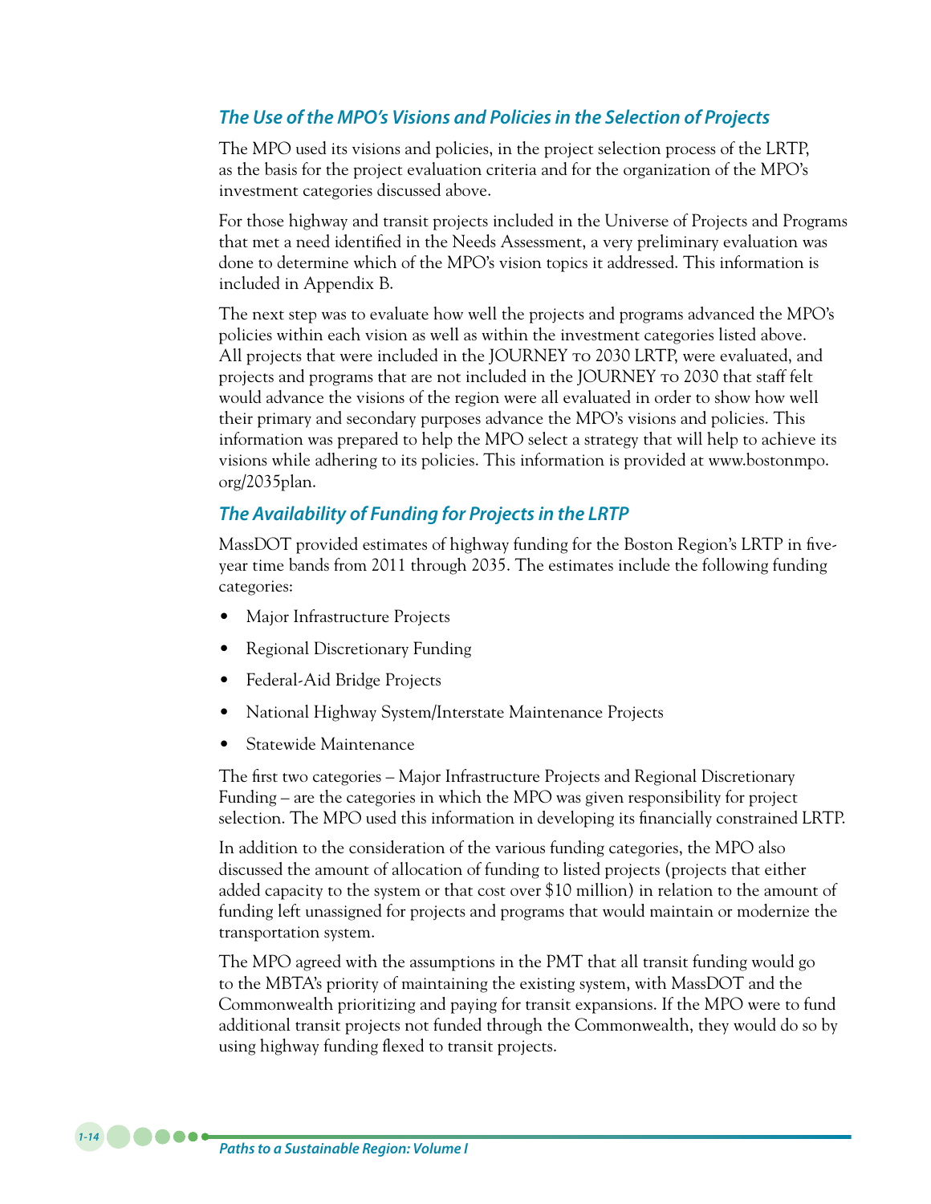### *The Use of the MPO's Visions and Policies in the Selection of Projects*

The MPO used its visions and policies, in the project selection process of the LRTP, as the basis for the project evaluation criteria and for the organization of the MPO's investment categories discussed above.

For those highway and transit projects included in the Universe of Projects and Programs that met a need identified in the Needs Assessment, a very preliminary evaluation was done to determine which of the MPO's vision topics it addressed. This information is included in Appendix B.

The next step was to evaluate how well the projects and programs advanced the MPO's policies within each vision as well as within the investment categories listed above. All projects that were included in the JOURNEY TO 2030 LRTP, were evaluated, and projects and programs that are not included in the JOURNEY TO 2030 that staff felt would advance the visions of the region were all evaluated in order to show how well their primary and secondary purposes advance the MPO's visions and policies. This information was prepared to help the MPO select a strategy that will help to achieve its visions while adhering to its policies. This information is provided at www.bostonmpo.org/2035plan.

### *The Availability of Funding for Projects in the LRTP*

MassDOT provided estimates of highway funding for the Boston Region's LRTP in five-year time bands from 2011 through 2035. The estimates include the following funding categories:

- Major Infrastructure Projects
- Regional Discretionary Funding
- Federal-Aid Bridge Projects
- National Highway System/Interstate Maintenance Projects
- Statewide Maintenance

The first two categories – Major Infrastructure Projects and Regional Discretionary Funding – are the categories in which the MPO was given responsibility for project selection. The MPO used this information in developing its financially constrained LRTP.

In addition to the consideration of the various funding categories, the MPO also discussed the amount of allocation of funding to listed projects (projects that either added capacity to the system or that cost over $10 million) in relation to the amount of funding left unassigned for projects and programs that would maintain or modernize the transportation system.

The MPO agreed with the assumptions in the PMT that all transit funding would go to the MBTA's priority of maintaining the existing system, with MassDOT and the Commonwealth prioritizing and paying for transit expansions. If the MPO were to fund additional transit projects not funded through the Commonwealth, they would do so by using highway funding flexed to transit projects.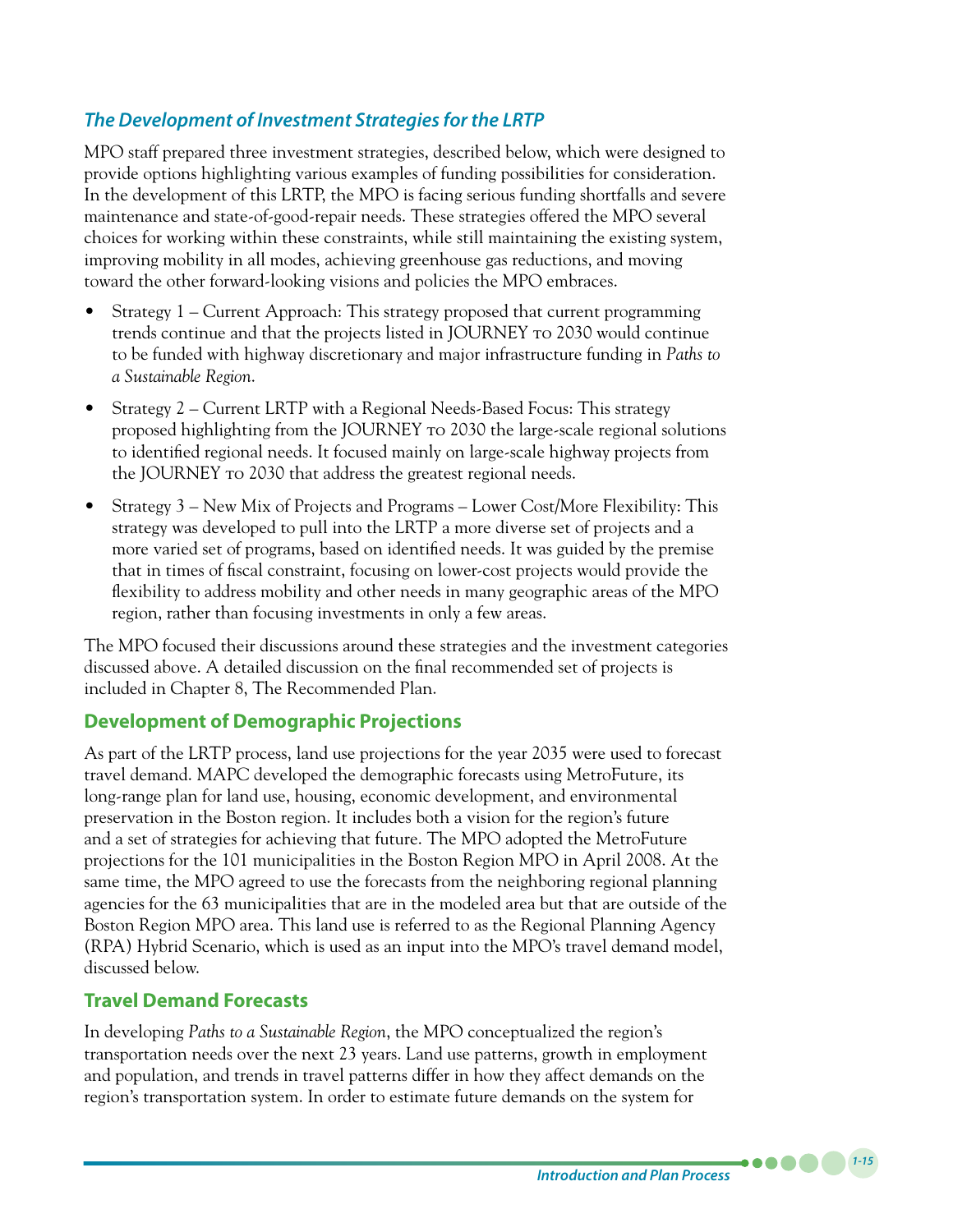### *The Development of Investment Strategies for the LRTP*

MPO staff prepared three investment strategies, described below, which were designed to provide options highlighting various examples of funding possibilities for consideration. In the development of this LRTP, the MPO is facing serious funding shortfalls and severe maintenance and state-of-good-repair needs. These strategies offered the MPO several choices for working within these constraints, while still maintaining the existing system, improving mobility in all modes, achieving greenhouse gas reductions, and moving toward the other forward-looking visions and policies the MPO embraces.

- Strategy 1 – Current Approach: This strategy proposed that current programming trends continue and that the projects listed in JOURNEY TO 2030 would continue to be funded with highway discretionary and major infrastructure funding in *Paths to a Sustainable Region*.
- Strategy 2 – Current LRTP with a Regional Needs-Based Focus: This strategy proposed highlighting from the JOURNEY TO 2030 the large-scale regional solutions to identified regional needs. It focused mainly on large-scale highway projects from the JOURNEY TO 2030 that address the greatest regional needs.
- Strategy 3 – New Mix of Projects and Programs – Lower Cost/More Flexibility: This strategy was developed to pull into the LRTP a more diverse set of projects and a more varied set of programs, based on identified needs. It was guided by the premise that in times of fiscal constraint, focusing on lower-cost projects would provide the flexibility to address mobility and other needs in many geographic areas of the MPO region, rather than focusing investments in only a few areas.

The MPO focused their discussions around these strategies and the investment categories discussed above. A detailed discussion on the final recommended set of projects is included in Chapter 8, The Recommended Plan.

## Development of Demographic Projections

As part of the LRTP process, land use projections for the year 2035 were used to forecast travel demand. MAPC developed the demographic forecasts using MetroFuture, its long-range plan for land use, housing, economic development, and environmental preservation in the Boston region. It includes both a vision for the region's future and a set of strategies for achieving that future. The MPO adopted the MetroFuture projections for the 101 municipalities in the Boston Region MPO in April 2008. At the same time, the MPO agreed to use the forecasts from the neighboring regional planning agencies for the 63 municipalities that are in the modeled area but that are outside of the Boston Region MPO area. This land use is referred to as the Regional Planning Agency (RPA) Hybrid Scenario, which is used as an input into the MPO's travel demand model, discussed below.

## Travel Demand Forecasts

In developing *Paths to a Sustainable Region*, the MPO conceptualized the region's transportation needs over the next 23 years. Land use patterns, growth in employment and population, and trends in travel patterns differ in how they affect demands on the region's transportation system. In order to estimate future demands on the system for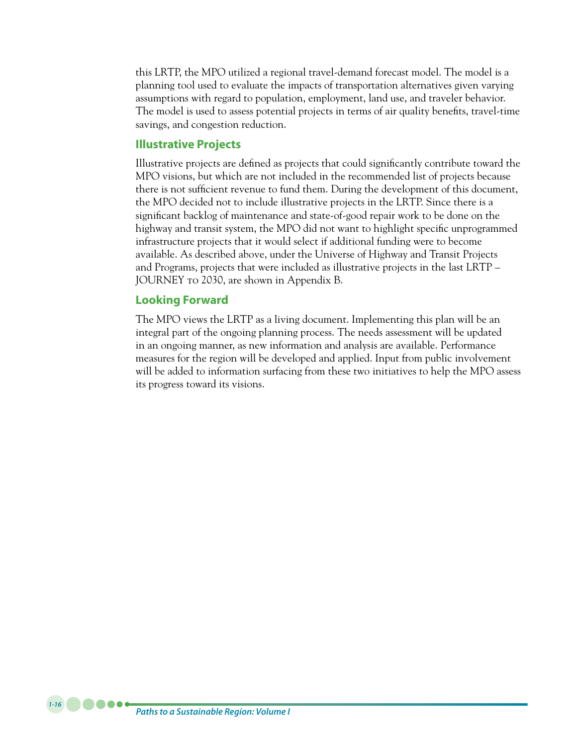this LRTP, the MPO utilized a regional travel-demand forecast model. The model is a planning tool used to evaluate the impacts of transportation alternatives given varying assumptions with regard to population, employment, land use, and traveler behavior. The model is used to assess potential projects in terms of air quality benefits, travel-time savings, and congestion reduction.

## Illustrative Projects

Illustrative projects are defined as projects that could significantly contribute toward the MPO visions, but which are not included in the recommended list of projects because there is not sufficient revenue to fund them. During the development of this document, the MPO decided not to include illustrative projects in the LRTP. Since there is a significant backlog of maintenance and state-of-good repair work to be done on the highway and transit system, the MPO did not want to highlight specific unprogrammed infrastructure projects that it would select if additional funding were to become available. As described above, under the Universe of Highway and Transit Projects and Programs, projects that were included as illustrative projects in the last LRTP – JOURNEY TO 2030, are shown in Appendix B.

## Looking Forward

The MPO views the LRTP as a living document. Implementing this plan will be an integral part of the ongoing planning process. The needs assessment will be updated in an ongoing manner, as new information and analysis are available. Performance measures for the region will be developed and applied. Input from public involvement will be added to information surfacing from these two initiatives to help the MPO assess its progress toward its visions.